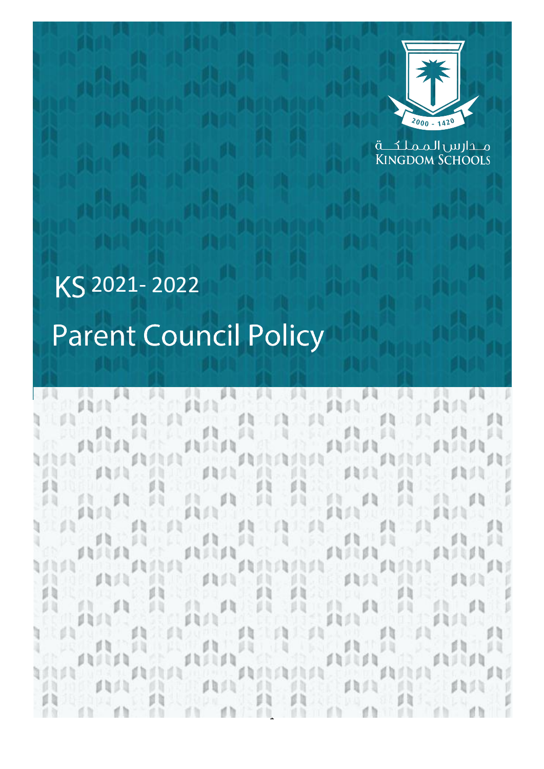مـدارس الـمـمـلـكــة
KINGDOM SCHOOLS

2000 - 1420

# KS 2021- 2022

# Parent Council Policy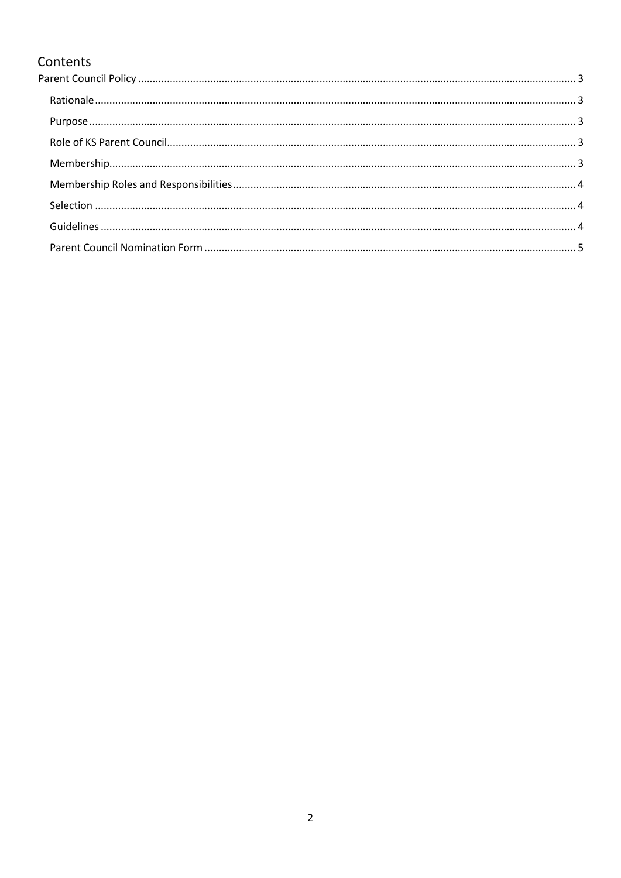# Contents

Parent Council Policy ..... 3

- Rationale ..... 3
- Purpose ..... 3
- Role of KS Parent Council ..... 3
- Membership ..... 3
- Membership Roles and Responsibilities ..... 4
- Selection ..... 4
- Guidelines ..... 4
- Parent Council Nomination Form ..... 5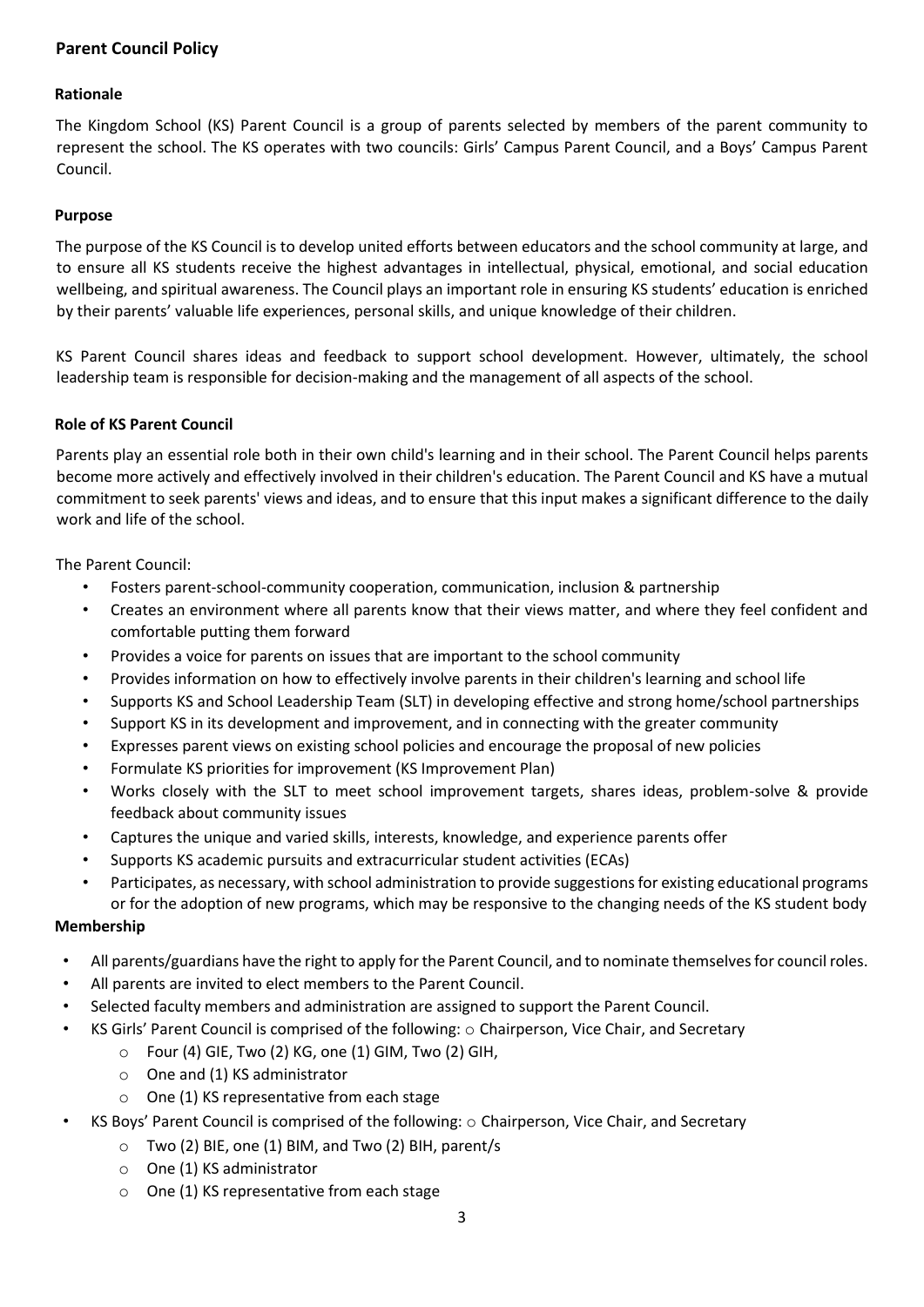## Parent Council Policy

### Rationale

The Kingdom School (KS) Parent Council is a group of parents selected by members of the parent community to represent the school. The KS operates with two councils: Girls' Campus Parent Council, and a Boys' Campus Parent Council.

### Purpose

The purpose of the KS Council is to develop united efforts between educators and the school community at large, and to ensure all KS students receive the highest advantages in intellectual, physical, emotional, and social education wellbeing, and spiritual awareness. The Council plays an important role in ensuring KS students' education is enriched by their parents' valuable life experiences, personal skills, and unique knowledge of their children.

KS Parent Council shares ideas and feedback to support school development. However, ultimately, the school leadership team is responsible for decision-making and the management of all aspects of the school.

### Role of KS Parent Council

Parents play an essential role both in their own child's learning and in their school. The Parent Council helps parents become more actively and effectively involved in their children's education. The Parent Council and KS have a mutual commitment to seek parents' views and ideas, and to ensure that this input makes a significant difference to the daily work and life of the school.

The Parent Council:

- Fosters parent-school-community cooperation, communication, inclusion & partnership
- Creates an environment where all parents know that their views matter, and where they feel confident and comfortable putting them forward
- Provides a voice for parents on issues that are important to the school community
- Provides information on how to effectively involve parents in their children's learning and school life
- Supports KS and School Leadership Team (SLT) in developing effective and strong home/school partnerships
- Support KS in its development and improvement, and in connecting with the greater community
- Expresses parent views on existing school policies and encourage the proposal of new policies
- Formulate KS priorities for improvement (KS Improvement Plan)
- Works closely with the SLT to meet school improvement targets, shares ideas, problem-solve & provide feedback about community issues
- Captures the unique and varied skills, interests, knowledge, and experience parents offer
- Supports KS academic pursuits and extracurricular student activities (ECAs)
- Participates, as necessary, with school administration to provide suggestions for existing educational programs or for the adoption of new programs, which may be responsive to the changing needs of the KS student body

### Membership

- All parents/guardians have the right to apply for the Parent Council, and to nominate themselves for council roles.
- All parents are invited to elect members to the Parent Council.
- Selected faculty members and administration are assigned to support the Parent Council.
- KS Girls' Parent Council is comprised of the following:
  - Chairperson, Vice Chair, and Secretary
  - Four (4) GIE, Two (2) KG, one (1) GIM, Two (2) GIH,
  - One and (1) KS administrator
  - One (1) KS representative from each stage
- KS Boys' Parent Council is comprised of the following:
  - Chairperson, Vice Chair, and Secretary
  - Two (2) BIE, one (1) BIM, and Two (2) BIH, parent/s
  - One (1) KS administrator
  - One (1) KS representative from each stage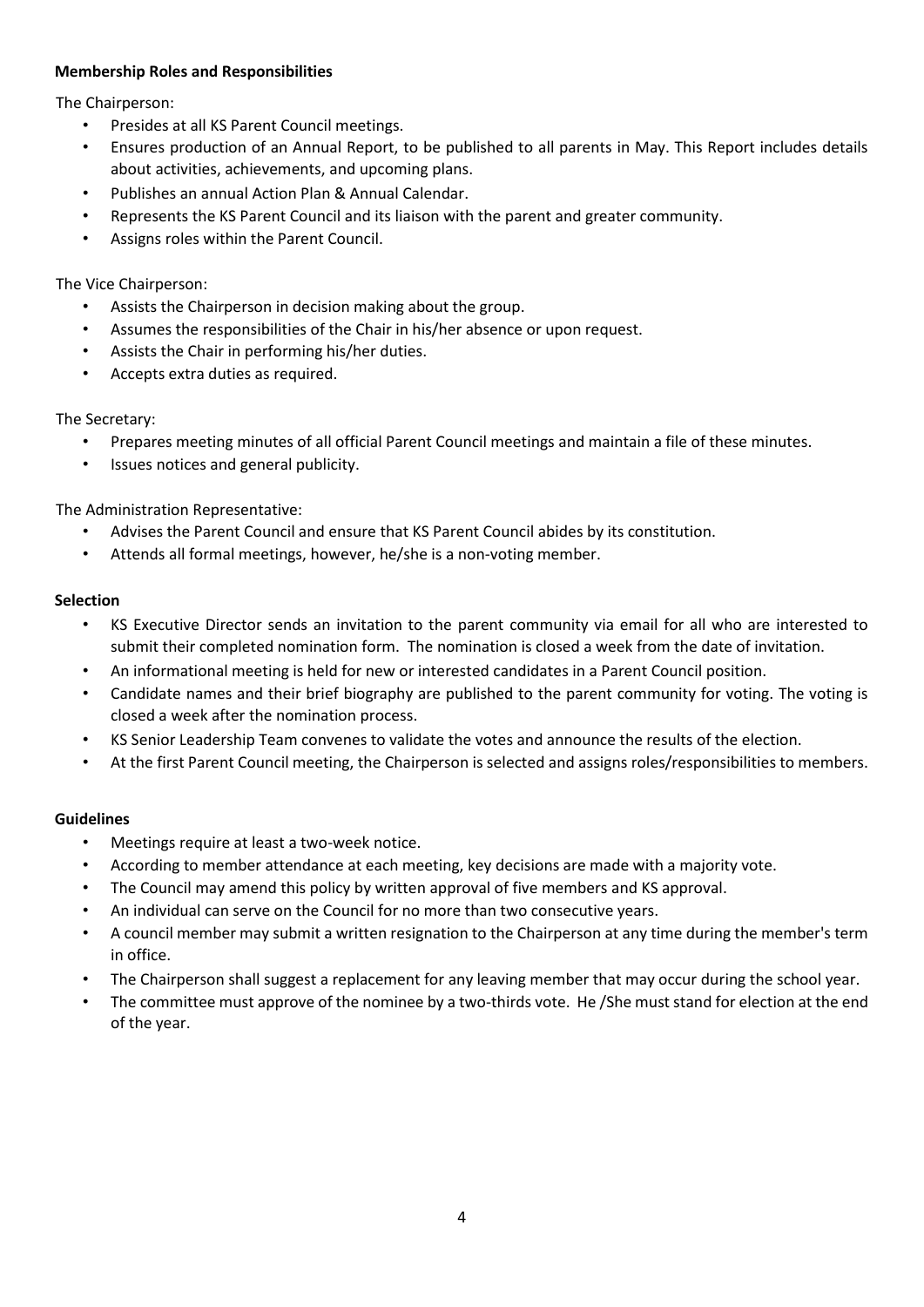**Membership Roles and Responsibilities**

The Chairperson:

- Presides at all KS Parent Council meetings.
- Ensures production of an Annual Report, to be published to all parents in May. This Report includes details about activities, achievements, and upcoming plans.
- Publishes an annual Action Plan & Annual Calendar.
- Represents the KS Parent Council and its liaison with the parent and greater community.
- Assigns roles within the Parent Council.

The Vice Chairperson:

- Assists the Chairperson in decision making about the group.
- Assumes the responsibilities of the Chair in his/her absence or upon request.
- Assists the Chair in performing his/her duties.
- Accepts extra duties as required.

The Secretary:

- Prepares meeting minutes of all official Parent Council meetings and maintain a file of these minutes.
- Issues notices and general publicity.

The Administration Representative:

- Advises the Parent Council and ensure that KS Parent Council abides by its constitution.
- Attends all formal meetings, however, he/she is a non-voting member.

**Selection**

- KS Executive Director sends an invitation to the parent community via email for all who are interested to submit their completed nomination form. The nomination is closed a week from the date of invitation.
- An informational meeting is held for new or interested candidates in a Parent Council position.
- Candidate names and their brief biography are published to the parent community for voting. The voting is closed a week after the nomination process.
- KS Senior Leadership Team convenes to validate the votes and announce the results of the election.
- At the first Parent Council meeting, the Chairperson is selected and assigns roles/responsibilities to members.

**Guidelines**

- Meetings require at least a two-week notice.
- According to member attendance at each meeting, key decisions are made with a majority vote.
- The Council may amend this policy by written approval of five members and KS approval.
- An individual can serve on the Council for no more than two consecutive years.
- A council member may submit a written resignation to the Chairperson at any time during the member's term in office.
- The Chairperson shall suggest a replacement for any leaving member that may occur during the school year.
- The committee must approve of the nominee by a two-thirds vote. He /She must stand for election at the end of the year.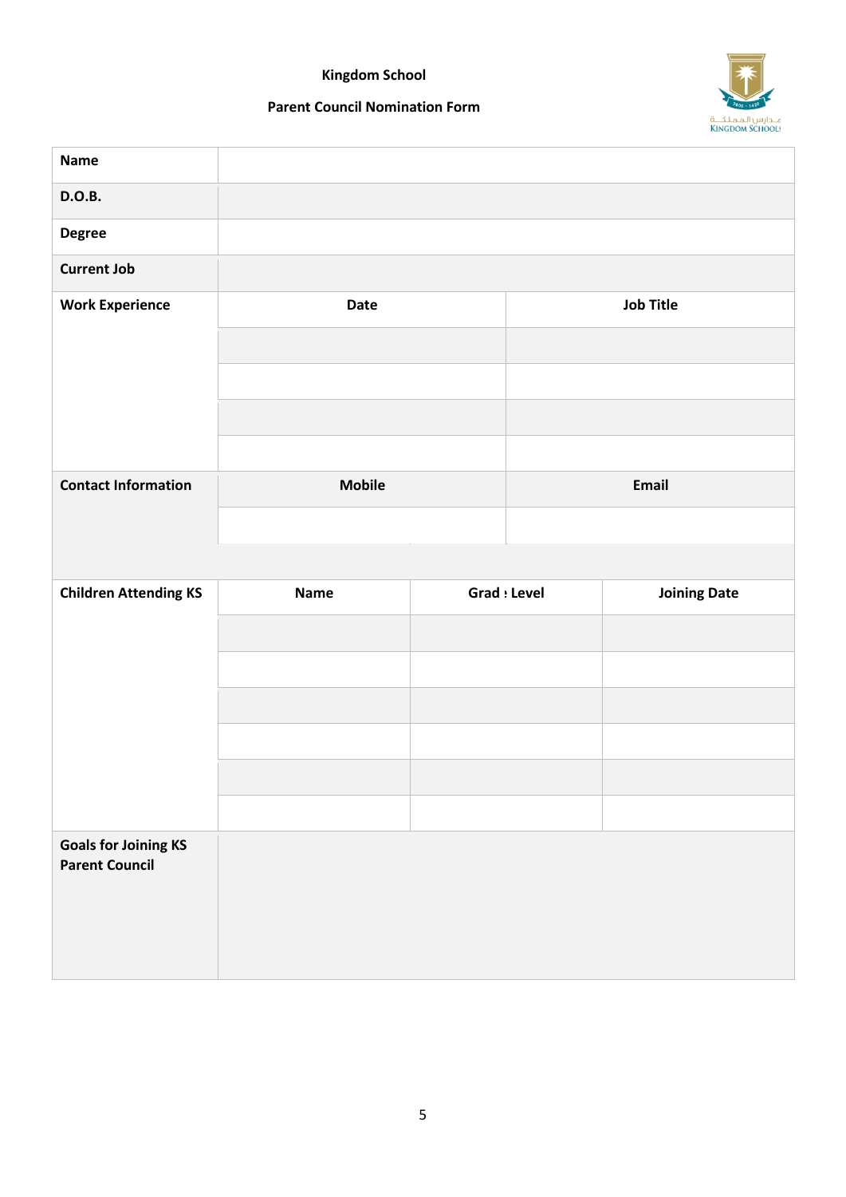**Kingdom School**

**Parent Council Nomination Form**

| | | | |
|---|---|---|---|
| **Name** | | | |
| **D.O.B.** | | | |
| **Degree** | | | |
| **Current Job** | | | |
| **Work Experience** | **Date** | | **Job Title** |
| | | | |
| | | | |
| | | | |
| | | | |
| **Contact Information** | **Mobile** | | **Email** |
| | | | |
| | | | |
| **Children Attending KS** | **Name** | **Grad : Level** | **Joining Date** |
| | | | |
| | | | |
| | | | |
| | | | |
| | | | |
| | | | |
| **Goals for Joining KS Parent Council** | | | |